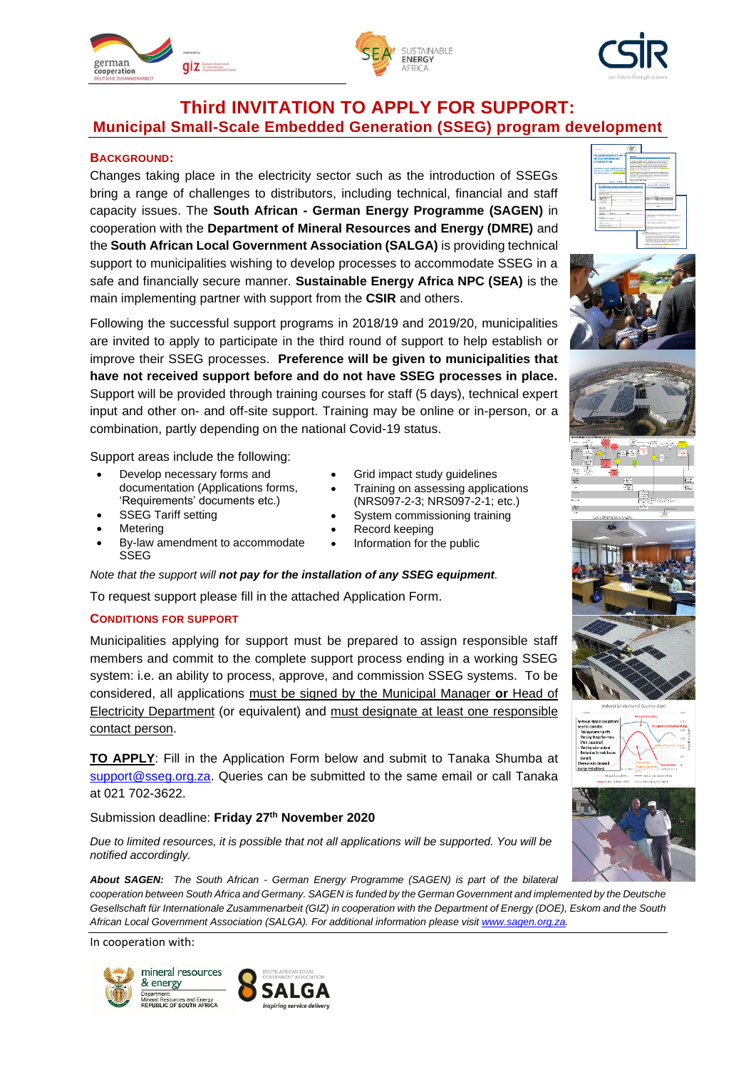# Third INVITATION TO APPLY FOR SUPPORT:

## Municipal Small-Scale Embedded Generation (SSEG) program development

### BACKGROUND:

Changes taking place in the electricity sector such as the introduction of SSEGs bring a range of challenges to distributors, including technical, financial and staff capacity issues. The **South African - German Energy Programme (SAGEN)** in cooperation with the **Department of Mineral Resources and Energy (DMRE)** and the **South African Local Government Association (SALGA)** is providing technical support to municipalities wishing to develop processes to accommodate SSEG in a safe and financially secure manner. **Sustainable Energy Africa NPC (SEA)** is the main implementing partner with support from the **CSIR** and others.

Following the successful support programs in 2018/19 and 2019/20, municipalities are invited to apply to participate in the third round of support to help establish or improve their SSEG processes. **Preference will be given to municipalities that have not received support before and do not have SSEG processes in place.** Support will be provided through training courses for staff (5 days), technical expert input and other on- and off-site support. Training may be online or in-person, or a combination, partly depending on the national Covid-19 status.

Support areas include the following:

- Develop necessary forms and documentation (Applications forms, 'Requirements' documents etc.)
- SSEG Tariff setting
- Metering
- By-law amendment to accommodate SSEG
- Grid impact study guidelines
- Training on assessing applications (NRS097-2-3; NRS097-2-1; etc.)
- System commissioning training
- Record keeping
- Information for the public

*Note that the support will **not pay for the installation of any SSEG equipment**.*

To request support please fill in the attached Application Form.

### CONDITIONS FOR SUPPORT

Municipalities applying for support must be prepared to assign responsible staff members and commit to the complete support process ending in a working SSEG system: i.e. an ability to process, approve, and commission SSEG systems. To be considered, all applications must be signed by the Municipal Manager **or** Head of Electricity Department (or equivalent) and must designate at least one responsible contact person.

**TO APPLY**: Fill in the Application Form below and submit to Tanaka Shumba at support@sseg.org.za. Queries can be submitted to the same email or call Tanaka at 021 702-3622.

Submission deadline: **Friday 27th November 2020**

*Due to limited resources, it is possible that not all applications will be supported. You will be notified accordingly.*

***About SAGEN:*** *The South African - German Energy Programme (SAGEN) is part of the bilateral cooperation between South Africa and Germany. SAGEN is funded by the German Government and implemented by the Deutsche Gesellschaft für Internationale Zusammenarbeit (GIZ) in cooperation with the Department of Energy (DOE), Eskom and the South African Local Government Association (SALGA). For additional information please visit www.sagen.org.za.*

In cooperation with: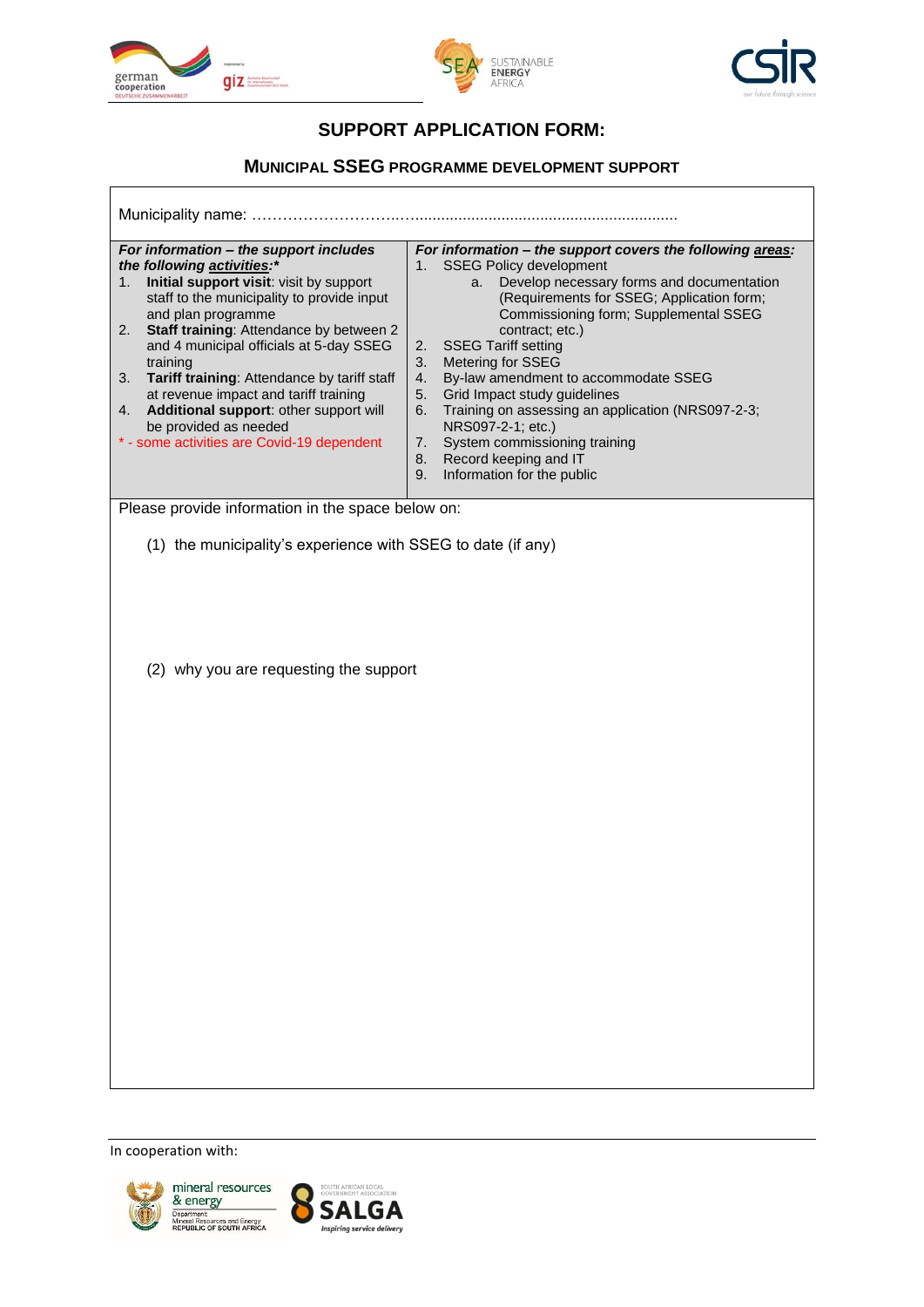## SUPPORT APPLICATION FORM:

### MUNICIPAL SSEG PROGRAMME DEVELOPMENT SUPPORT

Municipality name: ……………………….……...........................................................

| *For information – the support includes the following activities:** | *For information – the support covers the following areas:* |
|---|---|
| 1. **Initial support visit**: visit by support staff to the municipality to provide input and plan programme<br>2. **Staff training**: Attendance by between 2 and 4 municipal officials at 5-day SSEG training<br>3. **Tariff training**: Attendance by tariff staff at revenue impact and tariff training<br>4. **Additional support**: other support will be provided as needed<br>* - some activities are Covid-19 dependent | 1. SSEG Policy development<br>a. Develop necessary forms and documentation (Requirements for SSEG; Application form; Commissioning form; Supplemental SSEG contract; etc.)<br>2. SSEG Tariff setting<br>3. Metering for SSEG<br>4. By-law amendment to accommodate SSEG<br>5. Grid Impact study guidelines<br>6. Training on assessing an application (NRS097-2-3; NRS097-2-1; etc.)<br>7. System commissioning training<br>8. Record keeping and IT<br>9. Information for the public |

Please provide information in the space below on:

(1) the municipality's experience with SSEG to date (if any)

(2) why you are requesting the support

In cooperation with: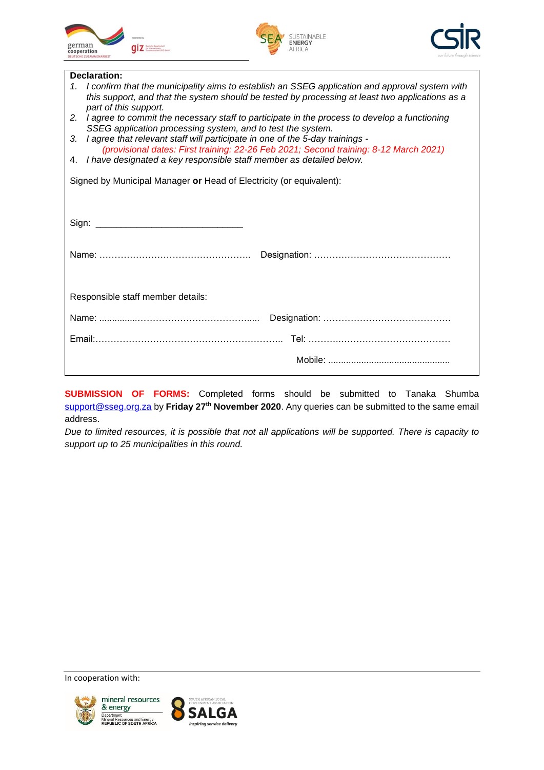**Declaration:**

1. *I confirm that the municipality aims to establish an SSEG application and approval system with this support, and that the system should be tested by processing at least two applications as a part of this support.*
2. *I agree to commit the necessary staff to participate in the process to develop a functioning SSEG application processing system, and to test the system.*
3. *I agree that relevant staff will participate in one of the 5-day trainings -*
   *(provisional dates: First training: 22-26 Feb 2021; Second training: 8-12 March 2021)*
4. *I have designated a key responsible staff member as detailed below.*

Signed by Municipal Manager **or** Head of Electricity (or equivalent):

Sign: ____________________________

Name: ………………………………………….. Designation: ………………………………………

Responsible staff member details:

Name: ...............……………………………….... Designation: ……………………………………

Email:…………………………………………………….. Tel: ………..………………………………

Mobile: ...............................................

**SUBMISSION OF FORMS:** Completed forms should be submitted to Tanaka Shumba support@sseg.org.za by **Friday 27th November 2020**. Any queries can be submitted to the same email address.

*Due to limited resources, it is possible that not all applications will be supported. There is capacity to support up to 25 municipalities in this round.*

In cooperation with: